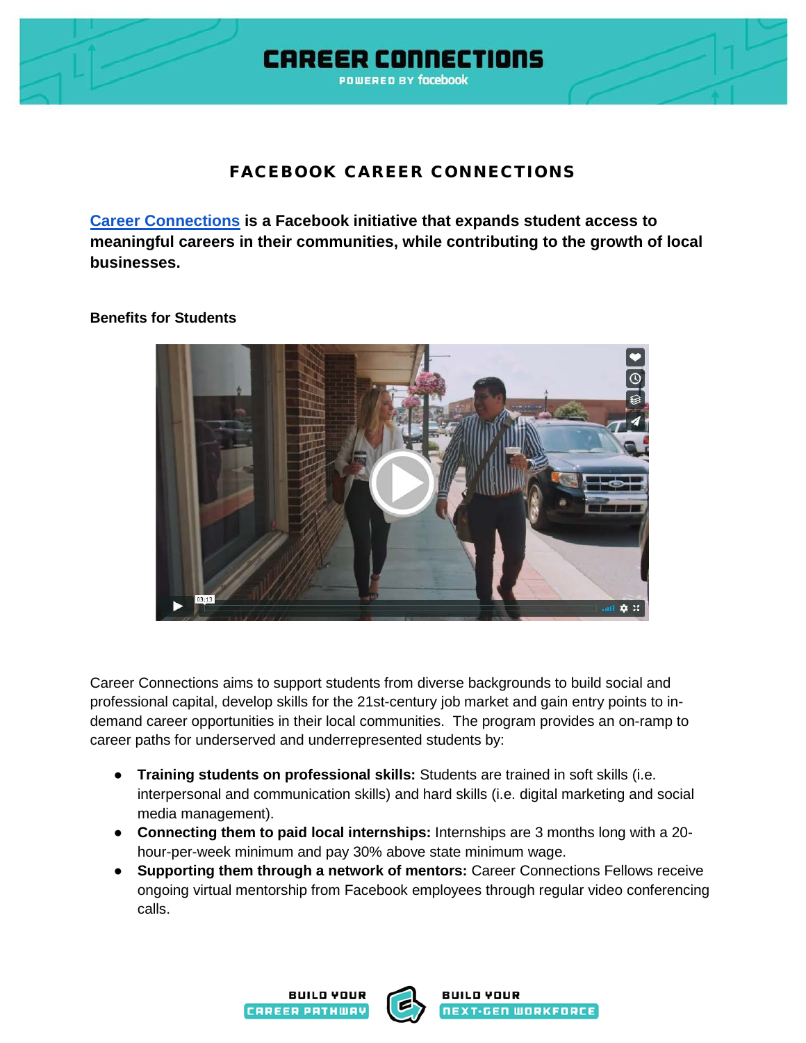# FACEBOOK CAREER CONNECTIONS

**Career Connections is a Facebook initiative that expands student access to meaningful careers in their communities, while contributing to the growth of local businesses.**

### Benefits for Students

Career Connections aims to support students from diverse backgrounds to build social and professional capital, develop skills for the 21st-century job market and gain entry points to in-demand career opportunities in their local communities. The program provides an on-ramp to career paths for underserved and underrepresented students by:

- **Training students on professional skills:** Students are trained in soft skills (i.e. interpersonal and communication skills) and hard skills (i.e. digital marketing and social media management).
- **Connecting them to paid local internships:** Internships are 3 months long with a 20-hour-per-week minimum and pay 30% above state minimum wage.
- **Supporting them through a network of mentors:** Career Connections Fellows receive ongoing virtual mentorship from Facebook employees through regular video conferencing calls.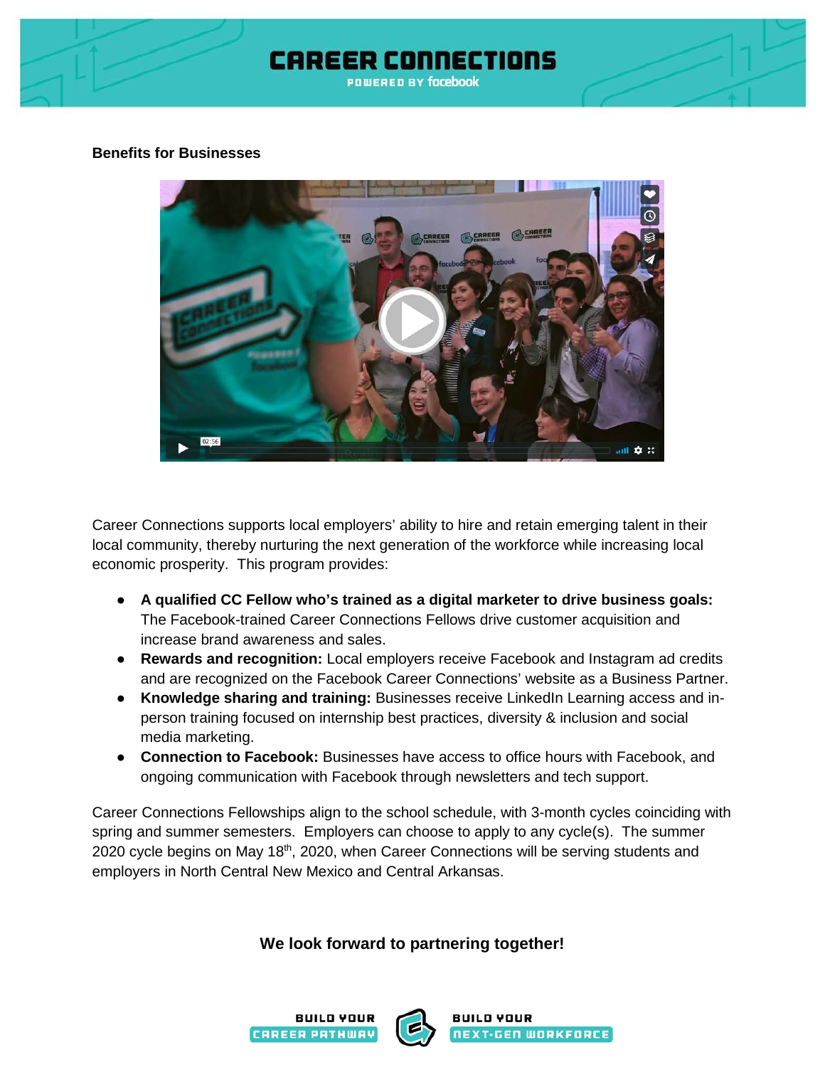**Benefits for Businesses**

Career Connections supports local employers' ability to hire and retain emerging talent in their local community, thereby nurturing the next generation of the workforce while increasing local economic prosperity. This program provides:

- **A qualified CC Fellow who's trained as a digital marketer to drive business goals:** The Facebook-trained Career Connections Fellows drive customer acquisition and increase brand awareness and sales.
- **Rewards and recognition:** Local employers receive Facebook and Instagram ad credits and are recognized on the Facebook Career Connections' website as a Business Partner.
- **Knowledge sharing and training:** Businesses receive LinkedIn Learning access and in-person training focused on internship best practices, diversity & inclusion and social media marketing.
- **Connection to Facebook:** Businesses have access to office hours with Facebook, and ongoing communication with Facebook through newsletters and tech support.

Career Connections Fellowships align to the school schedule, with 3-month cycles coinciding with spring and summer semesters. Employers can choose to apply to any cycle(s). The summer 2020 cycle begins on May 18th, 2020, when Career Connections will be serving students and employers in North Central New Mexico and Central Arkansas.

**We look forward to partnering together!**

BUILD YOUR CAREER PATHWAY

BUILD YOUR NEXT-GEN WORKFORCE